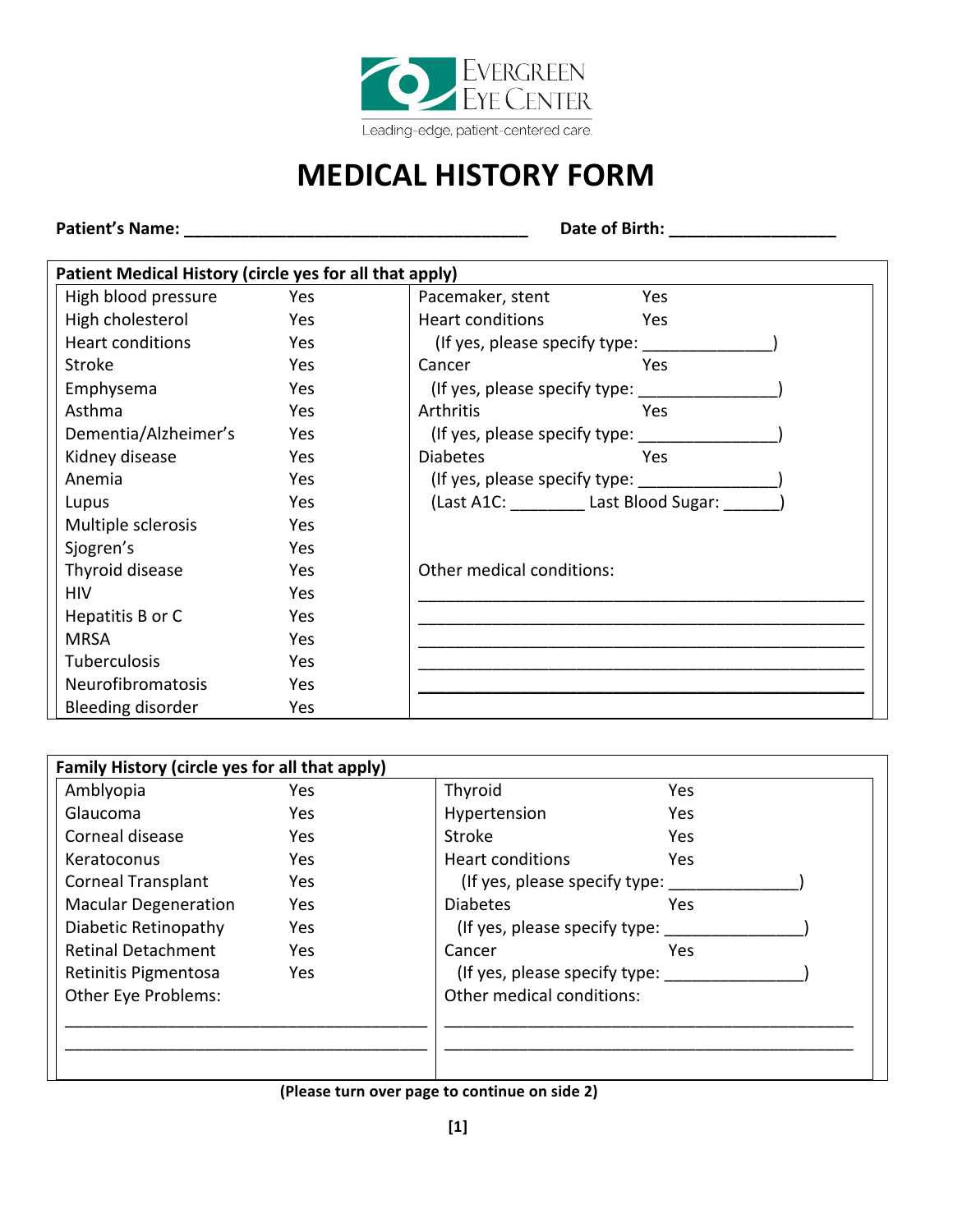EVERGREEN EYE CENTER

Leading-edge, patient-centered care.

# MEDICAL HISTORY FORM

**Patient's Name: ______________________________________ Date of Birth: __________________**

**Patient Medical History (circle yes for all that apply)**

| | | | |
|---|---|---|---|
| High blood pressure | Yes | Pacemaker, stent | Yes |
| High cholesterol | Yes | Heart conditions | Yes |
| Heart conditions | Yes | (If yes, please specify type: ______________) | |
| Stroke | Yes | Cancer | Yes |
| Emphysema | Yes | (If yes, please specify type: _______________) | |
| Asthma | Yes | Arthritis | Yes |
| Dementia/Alzheimer's | Yes | (If yes, please specify type: _______________) | |
| Kidney disease | Yes | Diabetes | Yes |
| Anemia | Yes | (If yes, please specify type: _______________) | |
| Lupus | Yes | (Last A1C: ________ Last Blood Sugar: ______) | |
| Multiple sclerosis | Yes | | |
| Sjogren's | Yes | | |
| Thyroid disease | Yes | Other medical conditions: | |
| HIV | Yes | ______________________________________________ | |
| Hepatitis B or C | Yes | ______________________________________________ | |
| MRSA | Yes | ______________________________________________ | |
| Tuberculosis | Yes | ______________________________________________ | |
| Neurofibromatosis | Yes | ______________________________________________ | |
| Bleeding disorder | Yes | | |

**Family History (circle yes for all that apply)**

| | | | |
|---|---|---|---|
| Amblyopia | Yes | Thyroid | Yes |
| Glaucoma | Yes | Hypertension | Yes |
| Corneal disease | Yes | Stroke | Yes |
| Keratoconus | Yes | Heart conditions | Yes |
| Corneal Transplant | Yes | (If yes, please specify type: ______________) | |
| Macular Degeneration | Yes | Diabetes | Yes |
| Diabetic Retinopathy | Yes | (If yes, please specify type: _______________) | |
| Retinal Detachment | Yes | Cancer | Yes |
| Retinitis Pigmentosa | Yes | (If yes, please specify type: _______________) | |
| Other Eye Problems: | | Other medical conditions: | |
| ________________________________________ | | ____________________________________________ | |
| ________________________________________ | | ____________________________________________ | |

**(Please turn over page to continue on side 2)**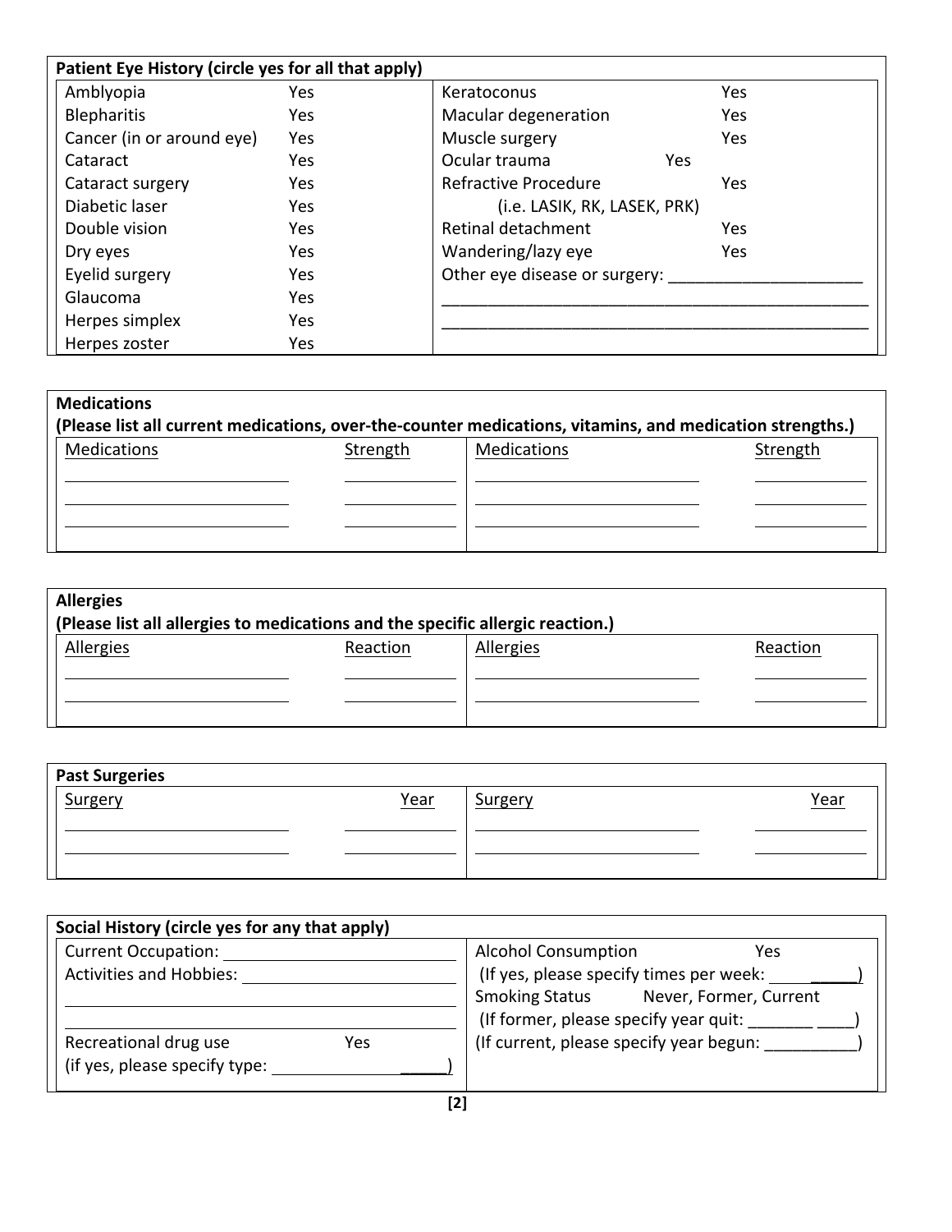**Patient Eye History (circle yes for all that apply)**

| | | | |
|---|---|---|---|
| Amblyopia | Yes | Keratoconus | Yes |
| Blepharitis | Yes | Macular degeneration | Yes |
| Cancer (in or around eye) | Yes | Muscle surgery | Yes |
| Cataract | Yes | Ocular trauma | Yes |
| Cataract surgery | Yes | Refractive Procedure (i.e. LASIK, RK, LASEK, PRK) | Yes |
| Diabetic laser | Yes | Retinal detachment | Yes |
| Double vision | Yes | Wandering/lazy eye | Yes |
| Dry eyes | Yes | Other eye disease or surgery: ____________________ | |
| Eyelid surgery | Yes | ____________________________________________ | |
| Glaucoma | Yes | ____________________________________________ | |
| Herpes simplex | Yes | | |
| Herpes zoster | Yes | | |

**Medications**
**(Please list all current medications, over-the-counter medications, vitamins, and medication strengths.)**

| Medications | Strength | Medications | Strength |
|---|---|---|---|
| | | | |
| | | | |
| | | | |

**Allergies**
**(Please list all allergies to medications and the specific allergic reaction.)**

| Allergies | Reaction | Allergies | Reaction |
|---|---|---|---|
| | | | |
| | | | |

**Past Surgeries**

| Surgery | Year | Surgery | Year |
|---|---|---|---|
| | | | |
| | | | |

**Social History (circle yes for any that apply)**

Current Occupation: ____________________

Activities and Hobbies: ____________________

____________________

____________________

Recreational drug use Yes
(if yes, please specify type: ____________)

Alcohol Consumption Yes
(If yes, please specify times per week: ______)

Smoking Status Never, Former, Current
(If former, please specify year quit: ____________)
(If current, please specify year begun: __________)